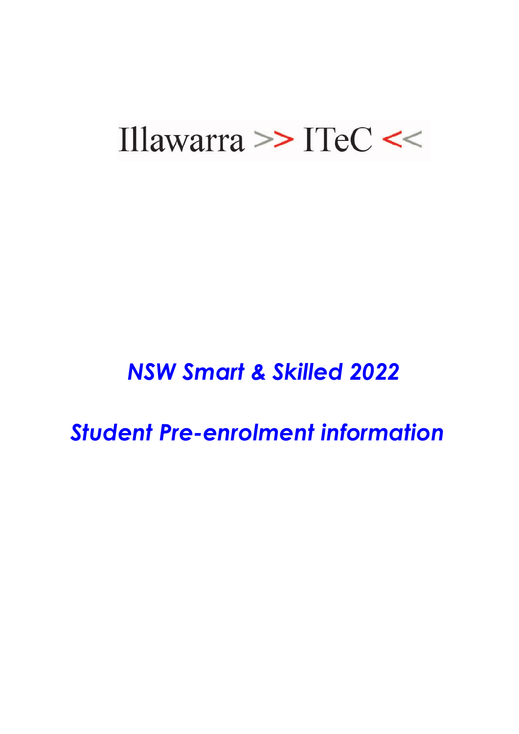Illawarra >> ITeC <<

# *NSW Smart & Skilled 2022*

# *Student Pre-enrolment information*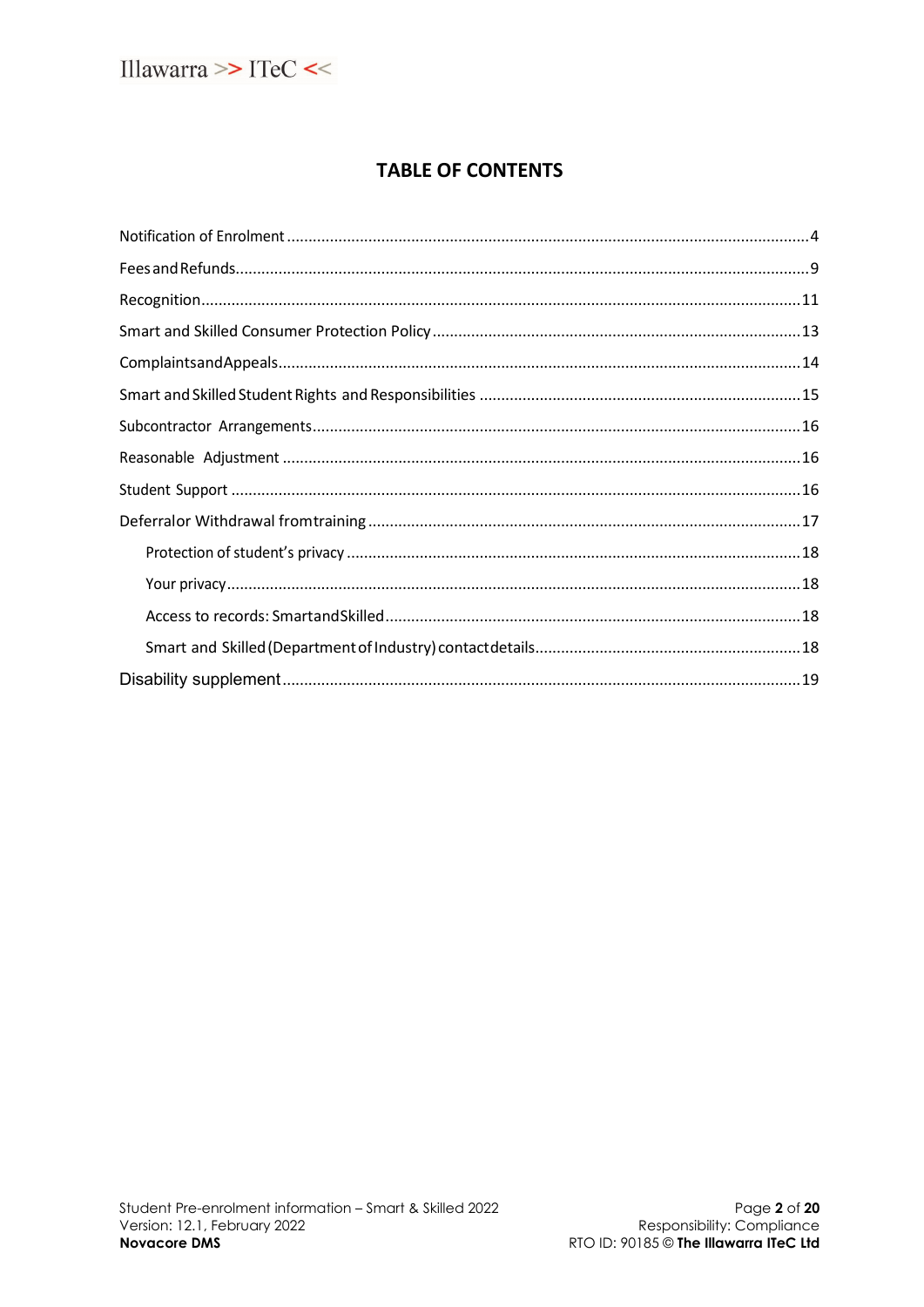## TABLE OF CONTENTS

Notification of Enrolment ....... 4

Fees and Refunds....... 9

Recognition....... 11

Smart and Skilled Consumer Protection Policy ....... 13

Complaints and Appeals....... 14

Smart and Skilled Student Rights and Responsibilities ....... 15

Subcontractor Arrangements....... 16

Reasonable Adjustment ....... 16

Student Support ....... 16

Deferral or Withdrawal from training ....... 17

- Protection of student's privacy ....... 18
- Your privacy....... 18
- Access to records: Smart and Skilled....... 18
- Smart and Skilled (Department of Industry) contact details....... 18

Disability supplement....... 19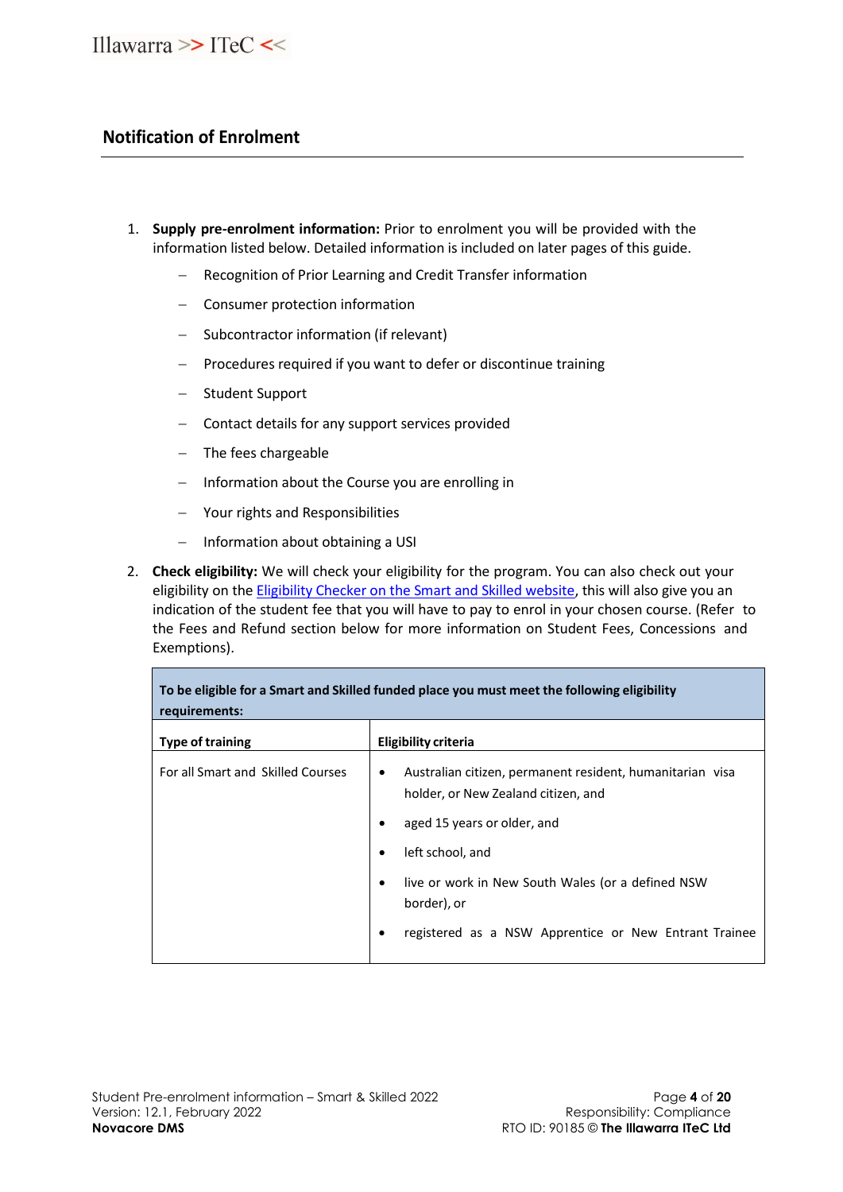## Notification of Enrolment

1. **Supply pre-enrolment information:** Prior to enrolment you will be provided with the information listed below. Detailed information is included on later pages of this guide.
   - Recognition of Prior Learning and Credit Transfer information
   - Consumer protection information
   - Subcontractor information (if relevant)
   - Procedures required if you want to defer or discontinue training
   - Student Support
   - Contact details for any support services provided
   - The fees chargeable
   - Information about the Course you are enrolling in
   - Your rights and Responsibilities
   - Information about obtaining a USI

2. **Check eligibility:** We will check your eligibility for the program. You can also check out your eligibility on the [Eligibility Checker on the Smart and Skilled website](), this will also give you an indication of the student fee that you will have to pay to enrol in your chosen course. (Refer to the Fees and Refund section below for more information on Student Fees, Concessions and Exemptions).

| **To be eligible for a Smart and Skilled funded place you must meet the following eligibility requirements:** | |
|---|---|
| **Type of training** | **Eligibility criteria** |
| For all Smart and Skilled Courses | • Australian citizen, permanent resident, humanitarian visa holder, or New Zealand citizen, and<br>• aged 15 years or older, and<br>• left school, and<br>• live or work in New South Wales (or a defined NSW border), or<br>• registered as a NSW Apprentice or New Entrant Trainee |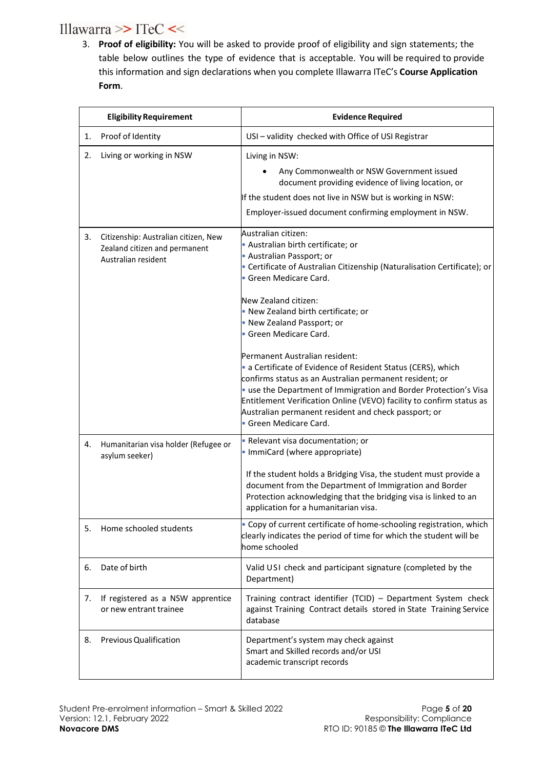3. **Proof of eligibility:** You will be asked to provide proof of eligibility and sign statements; the table below outlines the type of evidence that is acceptable. You will be required to provide this information and sign declarations when you complete Illawarra ITeC's **Course Application Form**.

| Eligibility Requirement | Evidence Required |
|---|---|
| 1. Proof of Identity | USI – validity checked with Office of USI Registrar |
| 2. Living or working in NSW | Living in NSW:<br>• Any Commonwealth or NSW Government issued document providing evidence of living location, or<br>If the student does not live in NSW but is working in NSW:<br>Employer-issued document confirming employment in NSW. |
| 3. Citizenship: Australian citizen, New Zealand citizen and permanent Australian resident | Australian citizen:<br>• Australian birth certificate; or<br>• Australian Passport; or<br>• Certificate of Australian Citizenship (Naturalisation Certificate); or<br>• Green Medicare Card.<br><br>New Zealand citizen:<br>• New Zealand birth certificate; or<br>• New Zealand Passport; or<br>• Green Medicare Card.<br><br>Permanent Australian resident:<br>• a Certificate of Evidence of Resident Status (CERS), which confirms status as an Australian permanent resident; or<br>• use the Department of Immigration and Border Protection's Visa Entitlement Verification Online (VEVO) facility to confirm status as Australian permanent resident and check passport; or<br>• Green Medicare Card. |
| 4. Humanitarian visa holder (Refugee or asylum seeker) | • Relevant visa documentation; or<br>• ImmiCard (where appropriate)<br><br>If the student holds a Bridging Visa, the student must provide a document from the Department of Immigration and Border Protection acknowledging that the bridging visa is linked to an application for a humanitarian visa. |
| 5. Home schooled students | • Copy of current certificate of home-schooling registration, which clearly indicates the period of time for which the student will be home schooled |
| 6. Date of birth | Valid USI check and participant signature (completed by the Department) |
| 7. If registered as a NSW apprentice or new entrant trainee | Training contract identifier (TCID) – Department System check against Training Contract details stored in State Training Service database |
| 8. Previous Qualification | Department's system may check against Smart and Skilled records and/or USI academic transcript records |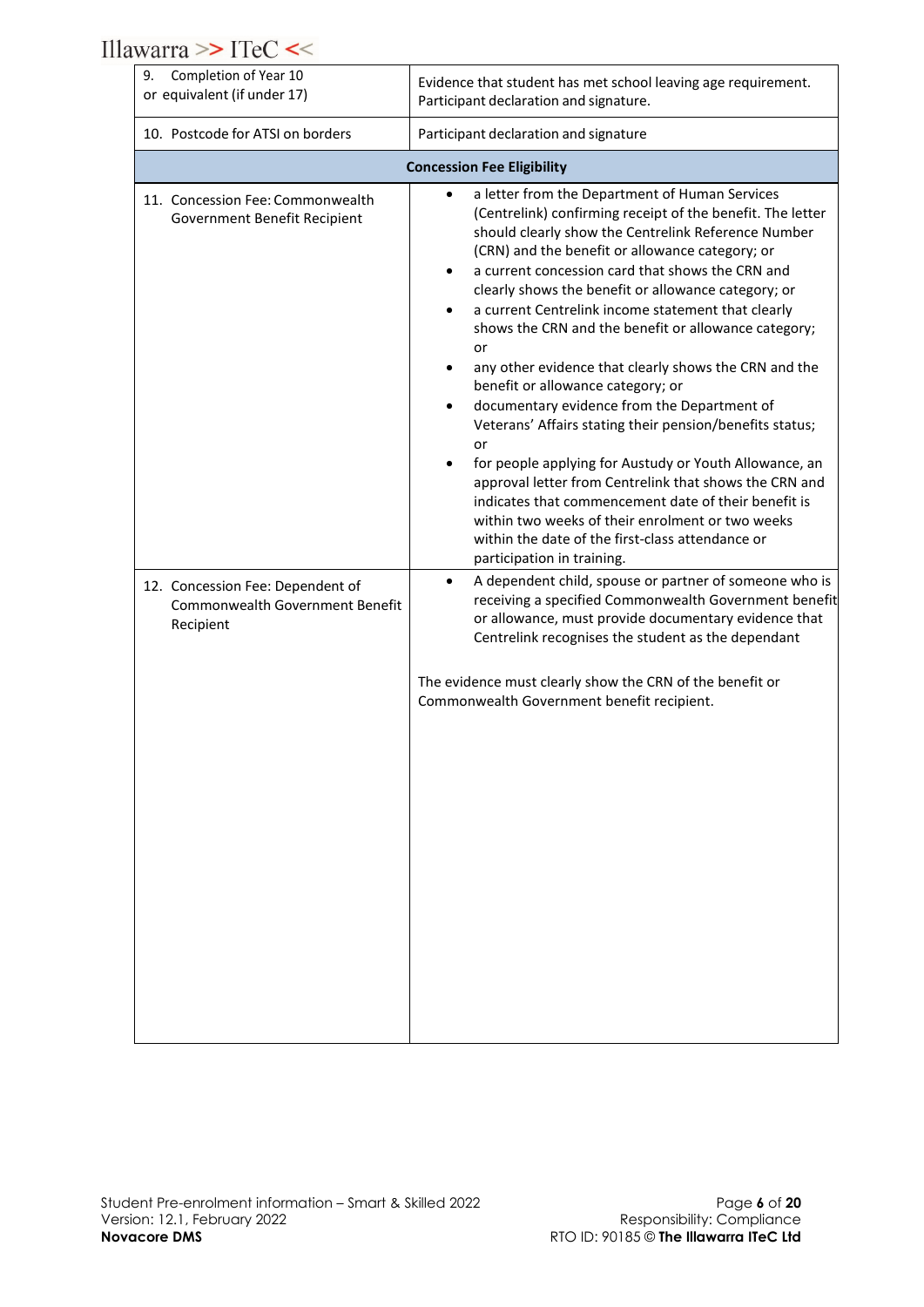| | |
|---|---|
| 9. Completion of Year 10 or equivalent (if under 17) | Evidence that student has met school leaving age requirement. Participant declaration and signature. |
| 10. Postcode for ATSI on borders | Participant declaration and signature |
| **Concession Fee Eligibility** | |
| 11. Concession Fee: Commonwealth Government Benefit Recipient | • a letter from the Department of Human Services (Centrelink) confirming receipt of the benefit. The letter should clearly show the Centrelink Reference Number (CRN) and the benefit or allowance category; or<br>• a current concession card that shows the CRN and clearly shows the benefit or allowance category; or<br>• a current Centrelink income statement that clearly shows the CRN and the benefit or allowance category; or<br>• any other evidence that clearly shows the CRN and the benefit or allowance category; or<br>• documentary evidence from the Department of Veterans' Affairs stating their pension/benefits status; or<br>• for people applying for Austudy or Youth Allowance, an approval letter from Centrelink that shows the CRN and indicates that commencement date of their benefit is within two weeks of their enrolment or two weeks within the date of the first-class attendance or participation in training. |
| 12. Concession Fee: Dependent of Commonwealth Government Benefit Recipient | • A dependent child, spouse or partner of someone who is receiving a specified Commonwealth Government benefit or allowance, must provide documentary evidence that Centrelink recognises the student as the dependant<br><br>The evidence must clearly show the CRN of the benefit or Commonwealth Government benefit recipient. |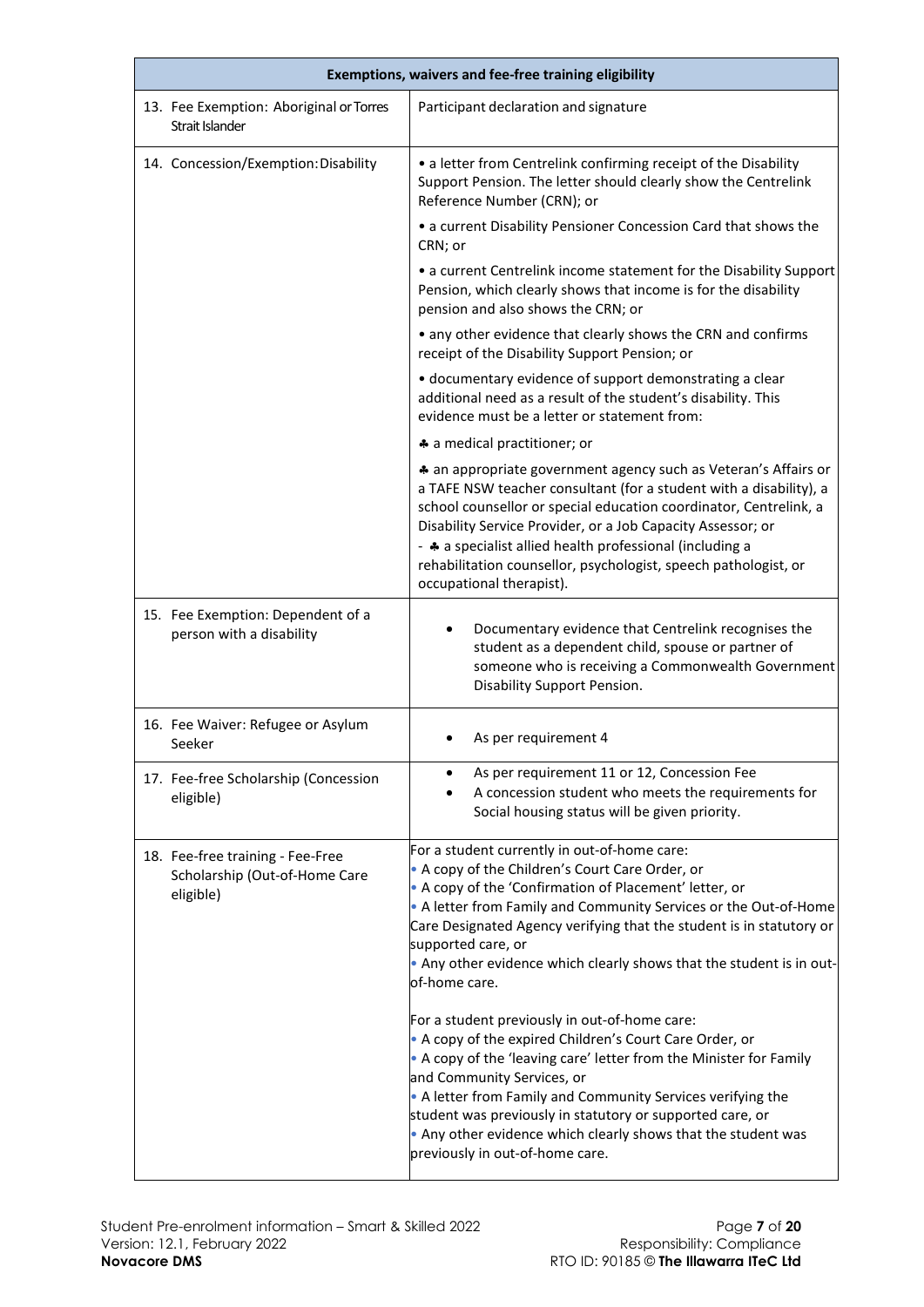| Exemptions, waivers and fee-free training eligibility | |
|---|---|
| 13. Fee Exemption: Aboriginal or Torres Strait Islander | Participant declaration and signature |
| 14. Concession/Exemption: Disability | • a letter from Centrelink confirming receipt of the Disability Support Pension. The letter should clearly show the Centrelink Reference Number (CRN); or<br>• a current Disability Pensioner Concession Card that shows the CRN; or<br>• a current Centrelink income statement for the Disability Support Pension, which clearly shows that income is for the disability pension and also shows the CRN; or<br>• any other evidence that clearly shows the CRN and confirms receipt of the Disability Support Pension; or<br>• documentary evidence of support demonstrating a clear additional need as a result of the student's disability. This evidence must be a letter or statement from:<br>♣ a medical practitioner; or<br>♣ an appropriate government agency such as Veteran's Affairs or a TAFE NSW teacher consultant (for a student with a disability), a school counsellor or special education coordinator, Centrelink, a Disability Service Provider, or a Job Capacity Assessor; or<br>- ♣ a specialist allied health professional (including a rehabilitation counsellor, psychologist, speech pathologist, or occupational therapist). |
| 15. Fee Exemption: Dependent of a person with a disability | • Documentary evidence that Centrelink recognises the student as a dependent child, spouse or partner of someone who is receiving a Commonwealth Government Disability Support Pension. |
| 16. Fee Waiver: Refugee or Asylum Seeker | • As per requirement 4 |
| 17. Fee-free Scholarship (Concession eligible) | • As per requirement 11 or 12, Concession Fee<br>• A concession student who meets the requirements for Social housing status will be given priority. |
| 18. Fee-free training - Fee-Free Scholarship (Out-of-Home Care eligible) | For a student currently in out-of-home care:<br>• A copy of the Children's Court Care Order, or<br>• A copy of the 'Confirmation of Placement' letter, or<br>• A letter from Family and Community Services or the Out-of-Home Care Designated Agency verifying that the student is in statutory or supported care, or<br>• Any other evidence which clearly shows that the student is in out-of-home care.<br><br>For a student previously in out-of-home care:<br>• A copy of the expired Children's Court Care Order, or<br>• A copy of the 'leaving care' letter from the Minister for Family and Community Services, or<br>• A letter from Family and Community Services verifying the student was previously in statutory or supported care, or<br>• Any other evidence which clearly shows that the student was previously in out-of-home care. |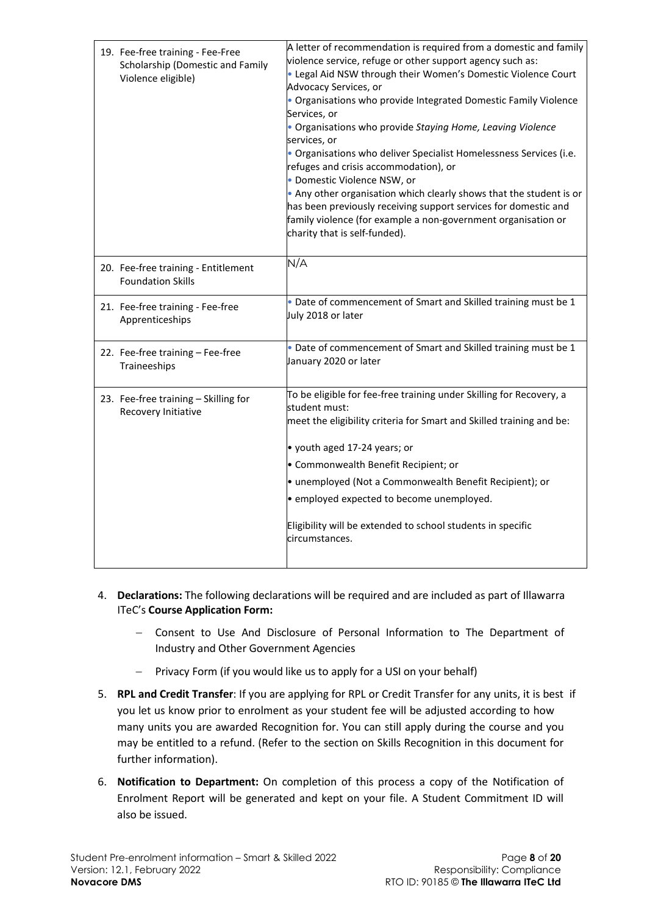| | |
|---|---|
| 19. Fee-free training - Fee-Free Scholarship (Domestic and Family Violence eligible) | A letter of recommendation is required from a domestic and family violence service, refuge or other support agency such as:<br>• Legal Aid NSW through their Women's Domestic Violence Court Advocacy Services, or<br>• Organisations who provide Integrated Domestic Family Violence Services, or<br>• Organisations who provide *Staying Home, Leaving Violence* services, or<br>• Organisations who deliver Specialist Homelessness Services (i.e. refuges and crisis accommodation), or<br>• Domestic Violence NSW, or<br>• Any other organisation which clearly shows that the student is or has been previously receiving support services for domestic and family violence (for example a non-government organisation or charity that is self-funded). |
| 20. Fee-free training - Entitlement Foundation Skills | N/A |
| 21. Fee-free training - Fee-free Apprenticeships | • Date of commencement of Smart and Skilled training must be 1 July 2018 or later |
| 22. Fee-free training – Fee-free Traineeships | • Date of commencement of Smart and Skilled training must be 1 January 2020 or later |
| 23. Fee-free training – Skilling for Recovery Initiative | To be eligible for fee-free training under Skilling for Recovery, a student must:<br>meet the eligibility criteria for Smart and Skilled training and be:<br>• youth aged 17-24 years; or<br>• Commonwealth Benefit Recipient; or<br>• unemployed (Not a Commonwealth Benefit Recipient); or<br>• employed expected to become unemployed.<br><br>Eligibility will be extended to school students in specific circumstances. |

4. **Declarations:** The following declarations will be required and are included as part of Illawarra ITeC's **Course Application Form:**
   - Consent to Use And Disclosure of Personal Information to The Department of Industry and Other Government Agencies
   - Privacy Form (if you would like us to apply for a USI on your behalf)
5. **RPL and Credit Transfer**: If you are applying for RPL or Credit Transfer for any units, it is best if you let us know prior to enrolment as your student fee will be adjusted according to how many units you are awarded Recognition for. You can still apply during the course and you may be entitled to a refund. (Refer to the section on Skills Recognition in this document for further information).
6. **Notification to Department:** On completion of this process a copy of the Notification of Enrolment Report will be generated and kept on your file. A Student Commitment ID will also be issued.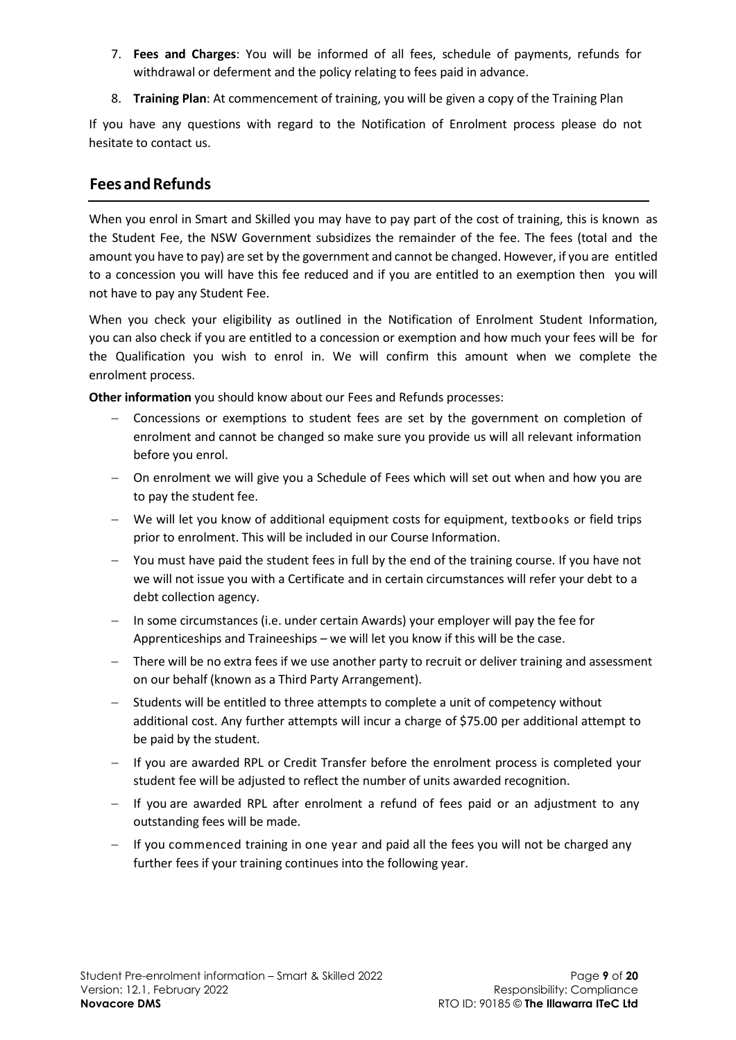7. **Fees and Charges**: You will be informed of all fees, schedule of payments, refunds for withdrawal or deferment and the policy relating to fees paid in advance.
8. **Training Plan**: At commencement of training, you will be given a copy of the Training Plan

If you have any questions with regard to the Notification of Enrolment process please do not hesitate to contact us.

## Fees and Refunds

When you enrol in Smart and Skilled you may have to pay part of the cost of training, this is known as the Student Fee, the NSW Government subsidizes the remainder of the fee. The fees (total and the amount you have to pay) are set by the government and cannot be changed. However, if you are entitled to a concession you will have this fee reduced and if you are entitled to an exemption then you will not have to pay any Student Fee.

When you check your eligibility as outlined in the Notification of Enrolment Student Information, you can also check if you are entitled to a concession or exemption and how much your fees will be for the Qualification you wish to enrol in. We will confirm this amount when we complete the enrolment process.

**Other information** you should know about our Fees and Refunds processes:

- Concessions or exemptions to student fees are set by the government on completion of enrolment and cannot be changed so make sure you provide us will all relevant information before you enrol.
- On enrolment we will give you a Schedule of Fees which will set out when and how you are to pay the student fee.
- We will let you know of additional equipment costs for equipment, textbooks or field trips prior to enrolment. This will be included in our Course Information.
- You must have paid the student fees in full by the end of the training course. If you have not we will not issue you with a Certificate and in certain circumstances will refer your debt to a debt collection agency.
- In some circumstances (i.e. under certain Awards) your employer will pay the fee for Apprenticeships and Traineeships – we will let you know if this will be the case.
- There will be no extra fees if we use another party to recruit or deliver training and assessment on our behalf (known as a Third Party Arrangement).
- Students will be entitled to three attempts to complete a unit of competency without additional cost. Any further attempts will incur a charge of $75.00 per additional attempt to be paid by the student.
- If you are awarded RPL or Credit Transfer before the enrolment process is completed your student fee will be adjusted to reflect the number of units awarded recognition.
- If you are awarded RPL after enrolment a refund of fees paid or an adjustment to any outstanding fees will be made.
- If you commenced training in one year and paid all the fees you will not be charged any further fees if your training continues into the following year.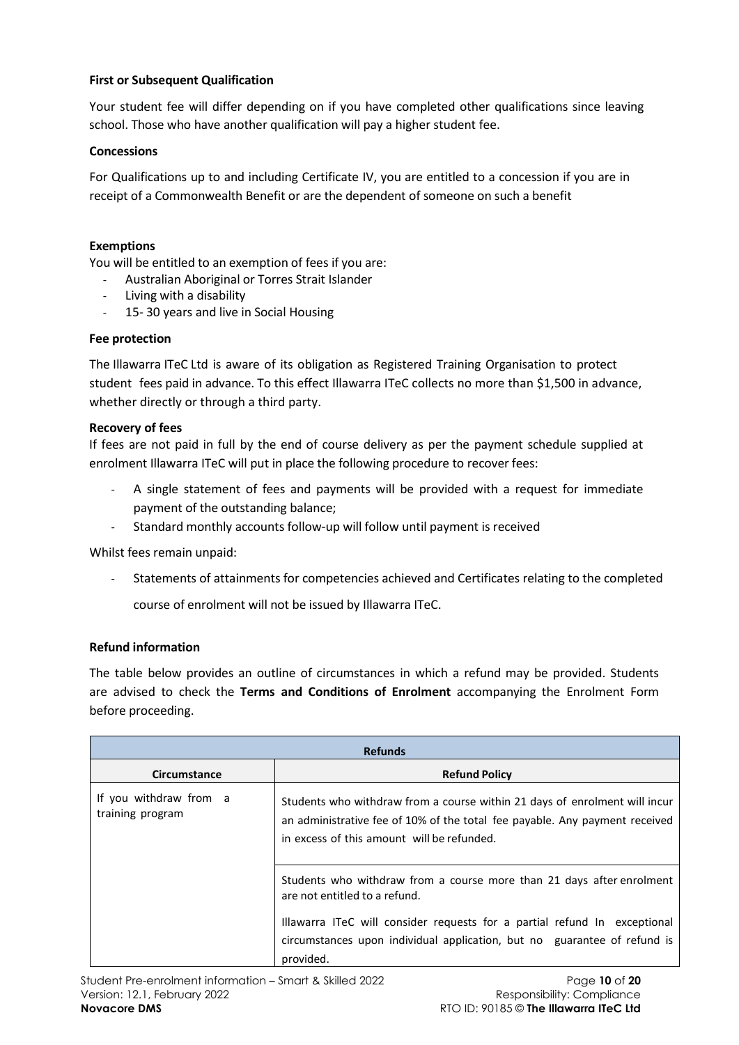**First or Subsequent Qualification**

Your student fee will differ depending on if you have completed other qualifications since leaving school. Those who have another qualification will pay a higher student fee.

**Concessions**

For Qualifications up to and including Certificate IV, you are entitled to a concession if you are in receipt of a Commonwealth Benefit or are the dependent of someone on such a benefit

**Exemptions**

You will be entitled to an exemption of fees if you are:

- Australian Aboriginal or Torres Strait Islander
- Living with a disability
- 15- 30 years and live in Social Housing

**Fee protection**

The Illawarra ITeC Ltd is aware of its obligation as Registered Training Organisation to protect student fees paid in advance. To this effect Illawarra ITeC collects no more than $1,500 in advance, whether directly or through a third party.

**Recovery of fees**

If fees are not paid in full by the end of course delivery as per the payment schedule supplied at enrolment Illawarra ITeC will put in place the following procedure to recover fees:

- A single statement of fees and payments will be provided with a request for immediate payment of the outstanding balance;
- Standard monthly accounts follow-up will follow until payment is received

Whilst fees remain unpaid:

- Statements of attainments for competencies achieved and Certificates relating to the completed course of enrolment will not be issued by Illawarra ITeC.

**Refund information**

The table below provides an outline of circumstances in which a refund may be provided. Students are advised to check the **Terms and Conditions of Enrolment** accompanying the Enrolment Form before proceeding.

| **Refunds** | |
|---|---|
| **Circumstance** | **Refund Policy** |
| If you withdraw from a training program | Students who withdraw from a course within 21 days of enrolment will incur an administrative fee of 10% of the total fee payable. Any payment received in excess of this amount will be refunded. |
| | Students who withdraw from a course more than 21 days after enrolment are not entitled to a refund.<br><br>Illawarra ITeC will consider requests for a partial refund In exceptional circumstances upon individual application, but no guarantee of refund is provided. |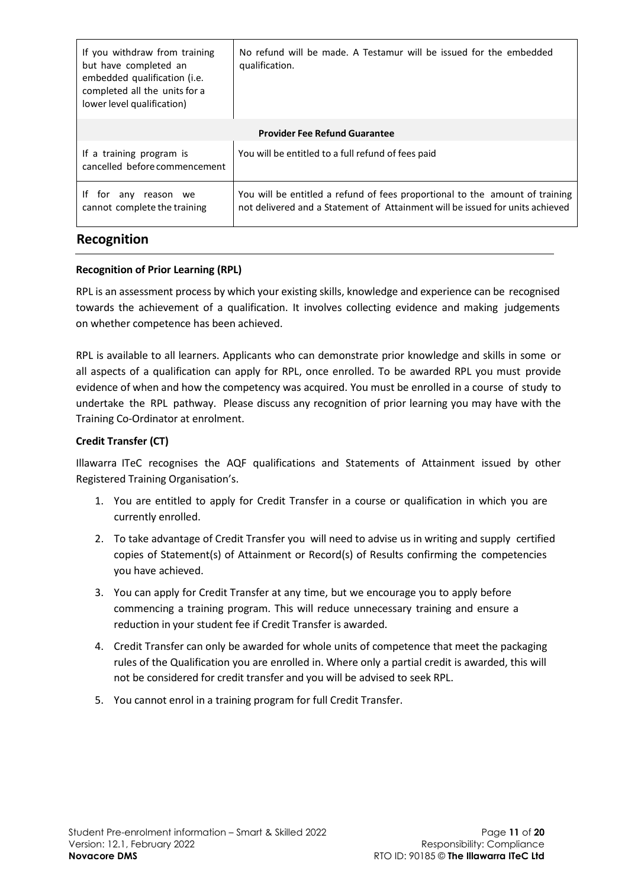| | |
|---|---|
| If you withdraw from training but have completed an embedded qualification (i.e. completed all the units for a lower level qualification) | No refund will be made. A Testamur will be issued for the embedded qualification. |
| **Provider Fee Refund Guarantee** | |
| If a training program is cancelled before commencement | You will be entitled to a full refund of fees paid |
| If for any reason we cannot complete the training | You will be entitled a refund of fees proportional to the amount of training not delivered and a Statement of Attainment will be issued for units achieved |

## Recognition

**Recognition of Prior Learning (RPL)**

RPL is an assessment process by which your existing skills, knowledge and experience can be recognised towards the achievement of a qualification. It involves collecting evidence and making judgements on whether competence has been achieved.

RPL is available to all learners. Applicants who can demonstrate prior knowledge and skills in some or all aspects of a qualification can apply for RPL, once enrolled. To be awarded RPL you must provide evidence of when and how the competency was acquired. You must be enrolled in a course of study to undertake the RPL pathway. Please discuss any recognition of prior learning you may have with the Training Co-Ordinator at enrolment.

**Credit Transfer (CT)**

Illawarra ITeC recognises the AQF qualifications and Statements of Attainment issued by other Registered Training Organisation's.

1. You are entitled to apply for Credit Transfer in a course or qualification in which you are currently enrolled.
2. To take advantage of Credit Transfer you will need to advise us in writing and supply certified copies of Statement(s) of Attainment or Record(s) of Results confirming the competencies you have achieved.
3. You can apply for Credit Transfer at any time, but we encourage you to apply before commencing a training program. This will reduce unnecessary training and ensure a reduction in your student fee if Credit Transfer is awarded.
4. Credit Transfer can only be awarded for whole units of competence that meet the packaging rules of the Qualification you are enrolled in. Where only a partial credit is awarded, this will not be considered for credit transfer and you will be advised to seek RPL.
5. You cannot enrol in a training program for full Credit Transfer.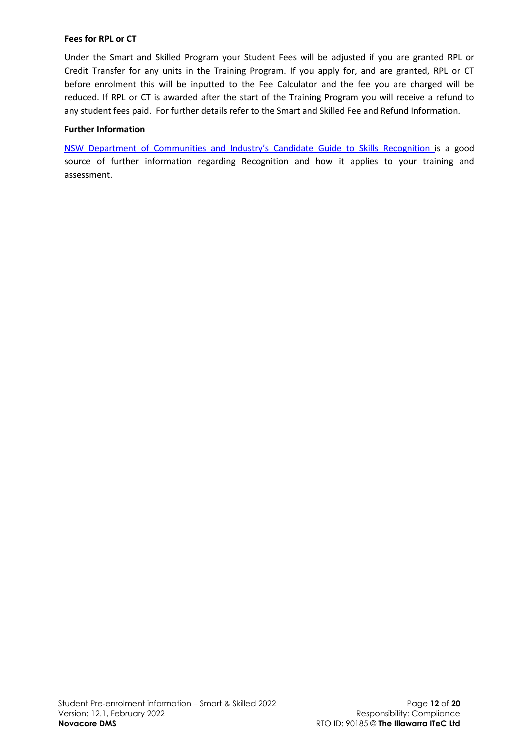**Fees for RPL or CT**

Under the Smart and Skilled Program your Student Fees will be adjusted if you are granted RPL or Credit Transfer for any units in the Training Program. If you apply for, and are granted, RPL or CT before enrolment this will be inputted to the Fee Calculator and the fee you are charged will be reduced. If RPL or CT is awarded after the start of the Training Program you will receive a refund to any student fees paid. For further details refer to the Smart and Skilled Fee and Refund Information.

**Further Information**

NSW Department of Communities and Industry's Candidate Guide to Skills Recognition is a good source of further information regarding Recognition and how it applies to your training and assessment.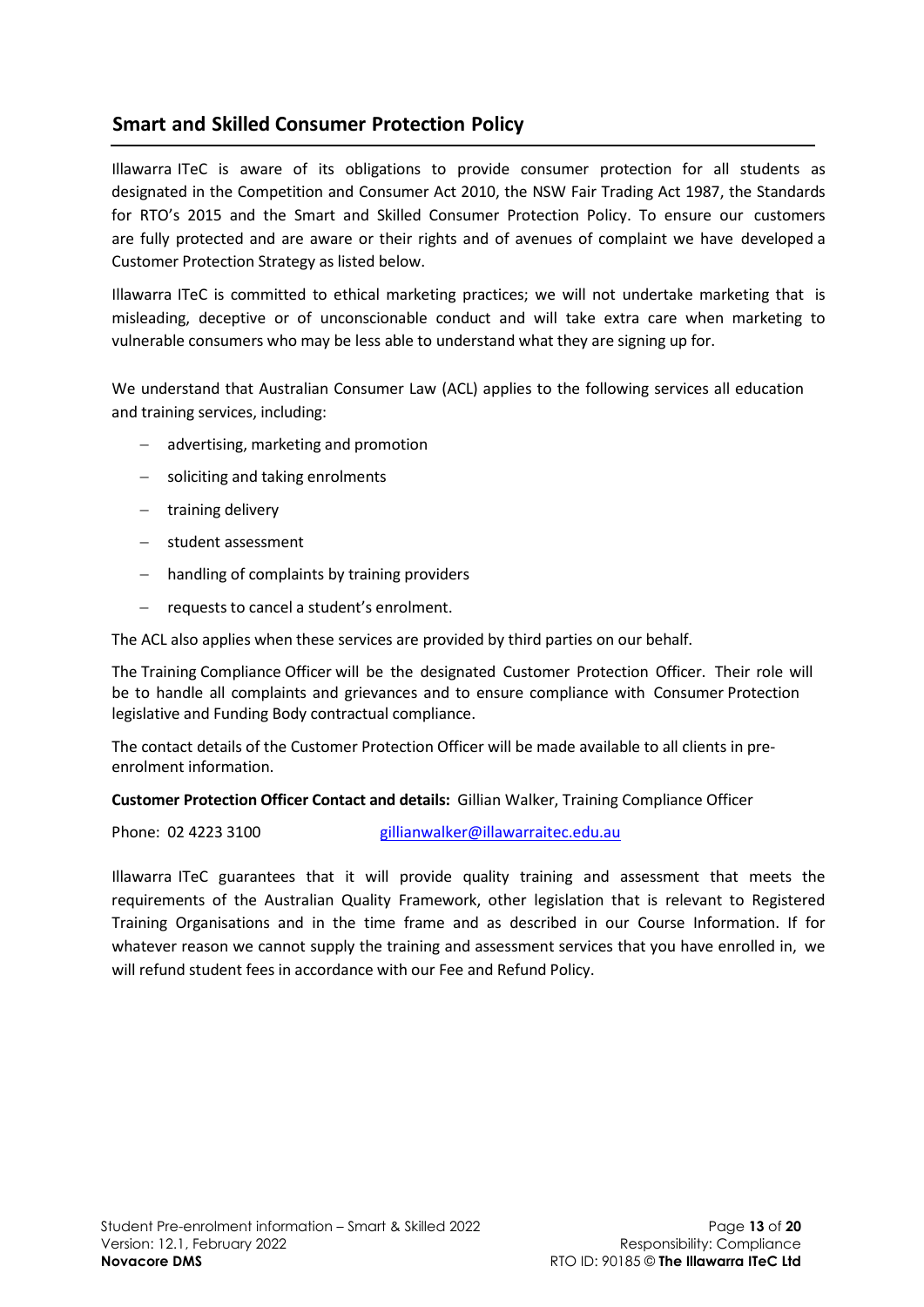## Smart and Skilled Consumer Protection Policy

Illawarra ITeC is aware of its obligations to provide consumer protection for all students as designated in the Competition and Consumer Act 2010, the NSW Fair Trading Act 1987, the Standards for RTO's 2015 and the Smart and Skilled Consumer Protection Policy. To ensure our customers are fully protected and are aware or their rights and of avenues of complaint we have developed a Customer Protection Strategy as listed below.

Illawarra ITeC is committed to ethical marketing practices; we will not undertake marketing that is misleading, deceptive or of unconscionable conduct and will take extra care when marketing to vulnerable consumers who may be less able to understand what they are signing up for.

We understand that Australian Consumer Law (ACL) applies to the following services all education and training services, including:

- advertising, marketing and promotion
- soliciting and taking enrolments
- training delivery
- student assessment
- handling of complaints by training providers
- requests to cancel a student's enrolment.

The ACL also applies when these services are provided by third parties on our behalf.

The Training Compliance Officer will be the designated Customer Protection Officer. Their role will be to handle all complaints and grievances and to ensure compliance with Consumer Protection legislative and Funding Body contractual compliance.

The contact details of the Customer Protection Officer will be made available to all clients in pre-enrolment information.

**Customer Protection Officer Contact and details:** Gillian Walker, Training Compliance Officer

Phone: 02 4223 3100 gillianwalker@illawarraitec.edu.au

Illawarra ITeC guarantees that it will provide quality training and assessment that meets the requirements of the Australian Quality Framework, other legislation that is relevant to Registered Training Organisations and in the time frame and as described in our Course Information. If for whatever reason we cannot supply the training and assessment services that you have enrolled in, we will refund student fees in accordance with our Fee and Refund Policy.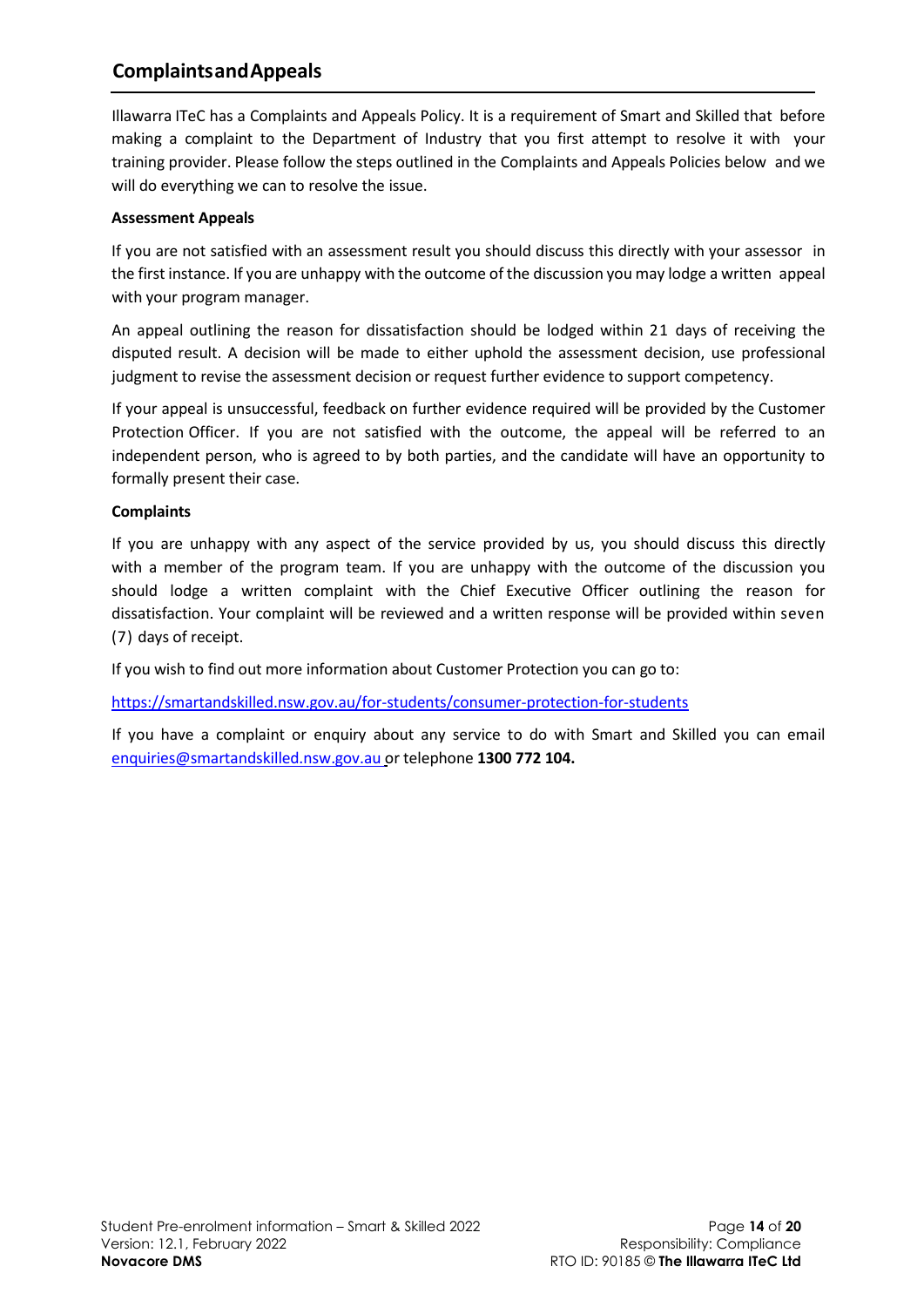## Complaints and Appeals

Illawarra ITeC has a Complaints and Appeals Policy. It is a requirement of Smart and Skilled that before making a complaint to the Department of Industry that you first attempt to resolve it with your training provider. Please follow the steps outlined in the Complaints and Appeals Policies below and we will do everything we can to resolve the issue.

**Assessment Appeals**

If you are not satisfied with an assessment result you should discuss this directly with your assessor in the first instance. If you are unhappy with the outcome of the discussion you may lodge a written appeal with your program manager.

An appeal outlining the reason for dissatisfaction should be lodged within 21 days of receiving the disputed result. A decision will be made to either uphold the assessment decision, use professional judgment to revise the assessment decision or request further evidence to support competency.

If your appeal is unsuccessful, feedback on further evidence required will be provided by the Customer Protection Officer. If you are not satisfied with the outcome, the appeal will be referred to an independent person, who is agreed to by both parties, and the candidate will have an opportunity to formally present their case.

**Complaints**

If you are unhappy with any aspect of the service provided by us, you should discuss this directly with a member of the program team. If you are unhappy with the outcome of the discussion you should lodge a written complaint with the Chief Executive Officer outlining the reason for dissatisfaction. Your complaint will be reviewed and a written response will be provided within seven (7) days of receipt.

If you wish to find out more information about Customer Protection you can go to:

https://smartandskilled.nsw.gov.au/for-students/consumer-protection-for-students

If you have a complaint or enquiry about any service to do with Smart and Skilled you can email enquiries@smartandskilled.nsw.gov.au or telephone **1300 772 104.**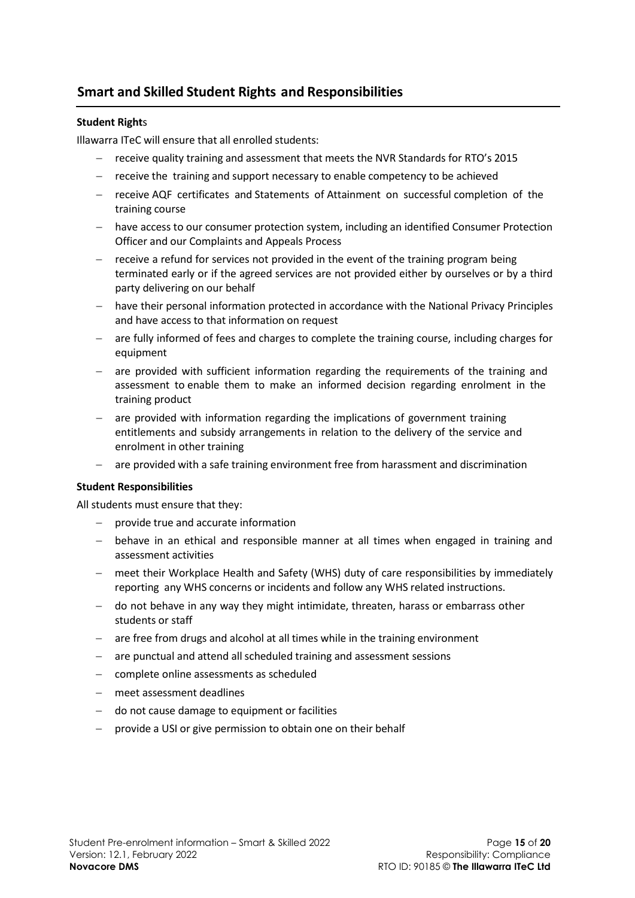## Smart and Skilled Student Rights and Responsibilities

**Student Rights**

Illawarra ITeC will ensure that all enrolled students:

- receive quality training and assessment that meets the NVR Standards for RTO's 2015
- receive the training and support necessary to enable competency to be achieved
- receive AQF certificates and Statements of Attainment on successful completion of the training course
- have access to our consumer protection system, including an identified Consumer Protection Officer and our Complaints and Appeals Process
- receive a refund for services not provided in the event of the training program being terminated early or if the agreed services are not provided either by ourselves or by a third party delivering on our behalf
- have their personal information protected in accordance with the National Privacy Principles and have access to that information on request
- are fully informed of fees and charges to complete the training course, including charges for equipment
- are provided with sufficient information regarding the requirements of the training and assessment to enable them to make an informed decision regarding enrolment in the training product
- are provided with information regarding the implications of government training entitlements and subsidy arrangements in relation to the delivery of the service and enrolment in other training
- are provided with a safe training environment free from harassment and discrimination

**Student Responsibilities**

All students must ensure that they:

- provide true and accurate information
- behave in an ethical and responsible manner at all times when engaged in training and assessment activities
- meet their Workplace Health and Safety (WHS) duty of care responsibilities by immediately reporting any WHS concerns or incidents and follow any WHS related instructions.
- do not behave in any way they might intimidate, threaten, harass or embarrass other students or staff
- are free from drugs and alcohol at all times while in the training environment
- are punctual and attend all scheduled training and assessment sessions
- complete online assessments as scheduled
- meet assessment deadlines
- do not cause damage to equipment or facilities
- provide a USI or give permission to obtain one on their behalf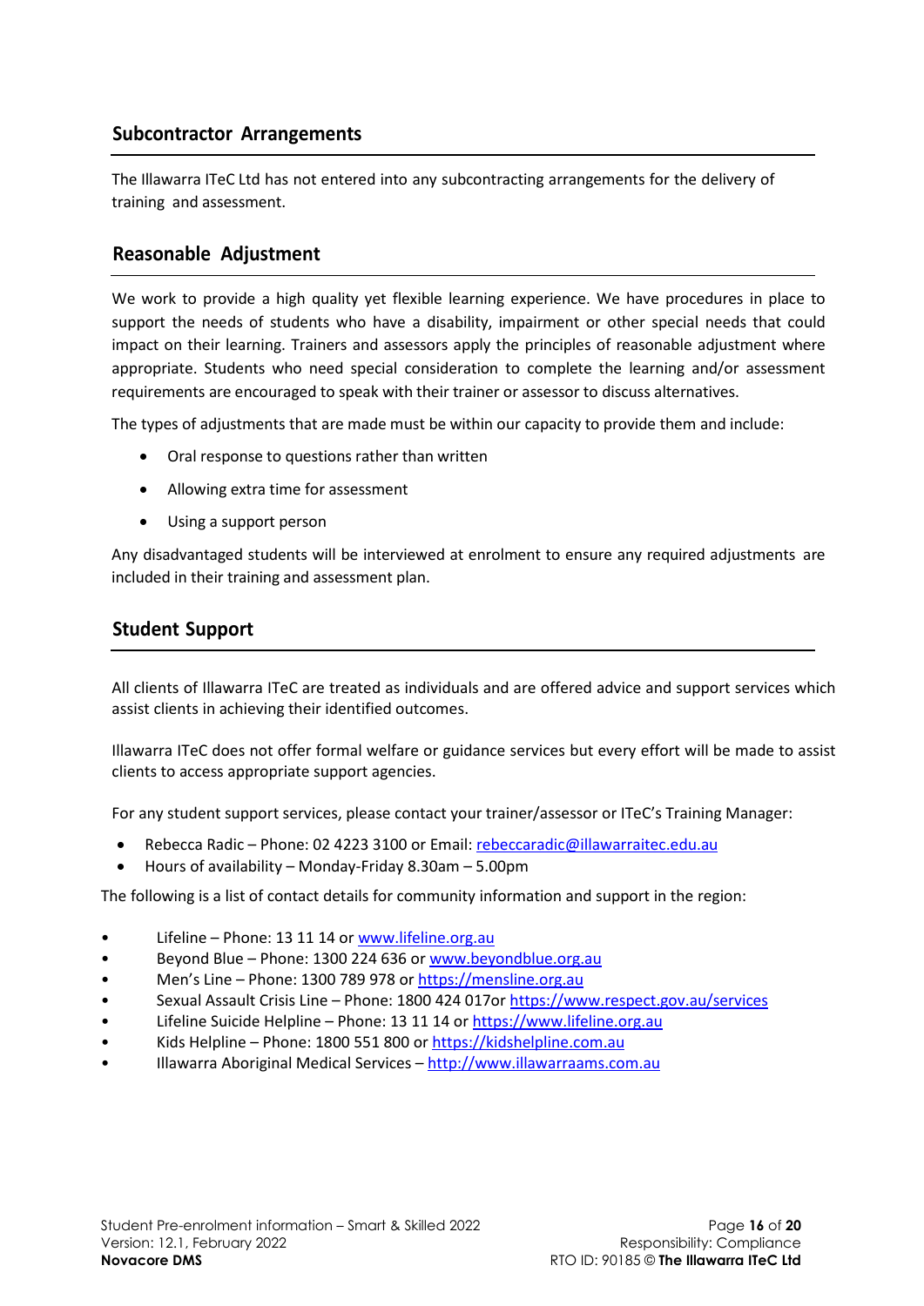## Subcontractor Arrangements

The Illawarra ITeC Ltd has not entered into any subcontracting arrangements for the delivery of training and assessment.

## Reasonable Adjustment

We work to provide a high quality yet flexible learning experience. We have procedures in place to support the needs of students who have a disability, impairment or other special needs that could impact on their learning. Trainers and assessors apply the principles of reasonable adjustment where appropriate. Students who need special consideration to complete the learning and/or assessment requirements are encouraged to speak with their trainer or assessor to discuss alternatives.

The types of adjustments that are made must be within our capacity to provide them and include:

- Oral response to questions rather than written
- Allowing extra time for assessment
- Using a support person

Any disadvantaged students will be interviewed at enrolment to ensure any required adjustments are included in their training and assessment plan.

## Student Support

All clients of Illawarra ITeC are treated as individuals and are offered advice and support services which assist clients in achieving their identified outcomes.

Illawarra ITeC does not offer formal welfare or guidance services but every effort will be made to assist clients to access appropriate support agencies.

For any student support services, please contact your trainer/assessor or ITeC's Training Manager:

- Rebecca Radic – Phone: 02 4223 3100 or Email: rebeccaradic@illawarraitec.edu.au
- Hours of availability – Monday-Friday 8.30am – 5.00pm

The following is a list of contact details for community information and support in the region:

- Lifeline – Phone: 13 11 14 or www.lifeline.org.au
- Beyond Blue – Phone: 1300 224 636 or www.beyondblue.org.au
- Men's Line – Phone: 1300 789 978 or https://mensline.org.au
- Sexual Assault Crisis Line – Phone: 1800 424 017or https://www.respect.gov.au/services
- Lifeline Suicide Helpline – Phone: 13 11 14 or https://www.lifeline.org.au
- Kids Helpline – Phone: 1800 551 800 or https://kidshelpline.com.au
- Illawarra Aboriginal Medical Services – http://www.illawarraams.com.au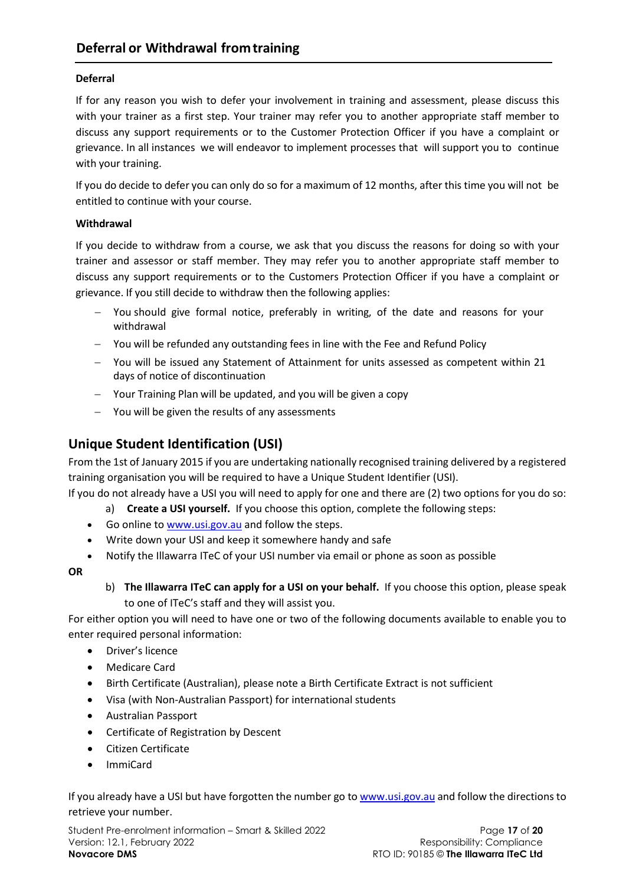## Deferral or Withdrawal from training

**Deferral**

If for any reason you wish to defer your involvement in training and assessment, please discuss this with your trainer as a first step. Your trainer may refer you to another appropriate staff member to discuss any support requirements or to the Customer Protection Officer if you have a complaint or grievance. In all instances we will endeavor to implement processes that will support you to continue with your training.

If you do decide to defer you can only do so for a maximum of 12 months, after this time you will not be entitled to continue with your course.

**Withdrawal**

If you decide to withdraw from a course, we ask that you discuss the reasons for doing so with your trainer and assessor or staff member. They may refer you to another appropriate staff member to discuss any support requirements or to the Customers Protection Officer if you have a complaint or grievance. If you still decide to withdraw then the following applies:

- You should give formal notice, preferably in writing, of the date and reasons for your withdrawal
- You will be refunded any outstanding fees in line with the Fee and Refund Policy
- You will be issued any Statement of Attainment for units assessed as competent within 21 days of notice of discontinuation
- Your Training Plan will be updated, and you will be given a copy
- You will be given the results of any assessments

## Unique Student Identification (USI)

From the 1st of January 2015 if you are undertaking nationally recognised training delivered by a registered training organisation you will be required to have a Unique Student Identifier (USI).

If you do not already have a USI you will need to apply for one and there are (2) two options for you do so:

a) **Create a USI yourself.** If you choose this option, complete the following steps:

- Go online to www.usi.gov.au and follow the steps.
- Write down your USI and keep it somewhere handy and safe
- Notify the Illawarra ITeC of your USI number via email or phone as soon as possible

**OR**

b) **The Illawarra ITeC can apply for a USI on your behalf.** If you choose this option, please speak to one of ITeC's staff and they will assist you.

For either option you will need to have one or two of the following documents available to enable you to enter required personal information:

- Driver's licence
- Medicare Card
- Birth Certificate (Australian), please note a Birth Certificate Extract is not sufficient
- Visa (with Non-Australian Passport) for international students
- Australian Passport
- Certificate of Registration by Descent
- Citizen Certificate
- ImmiCard

If you already have a USI but have forgotten the number go to www.usi.gov.au and follow the directions to retrieve your number.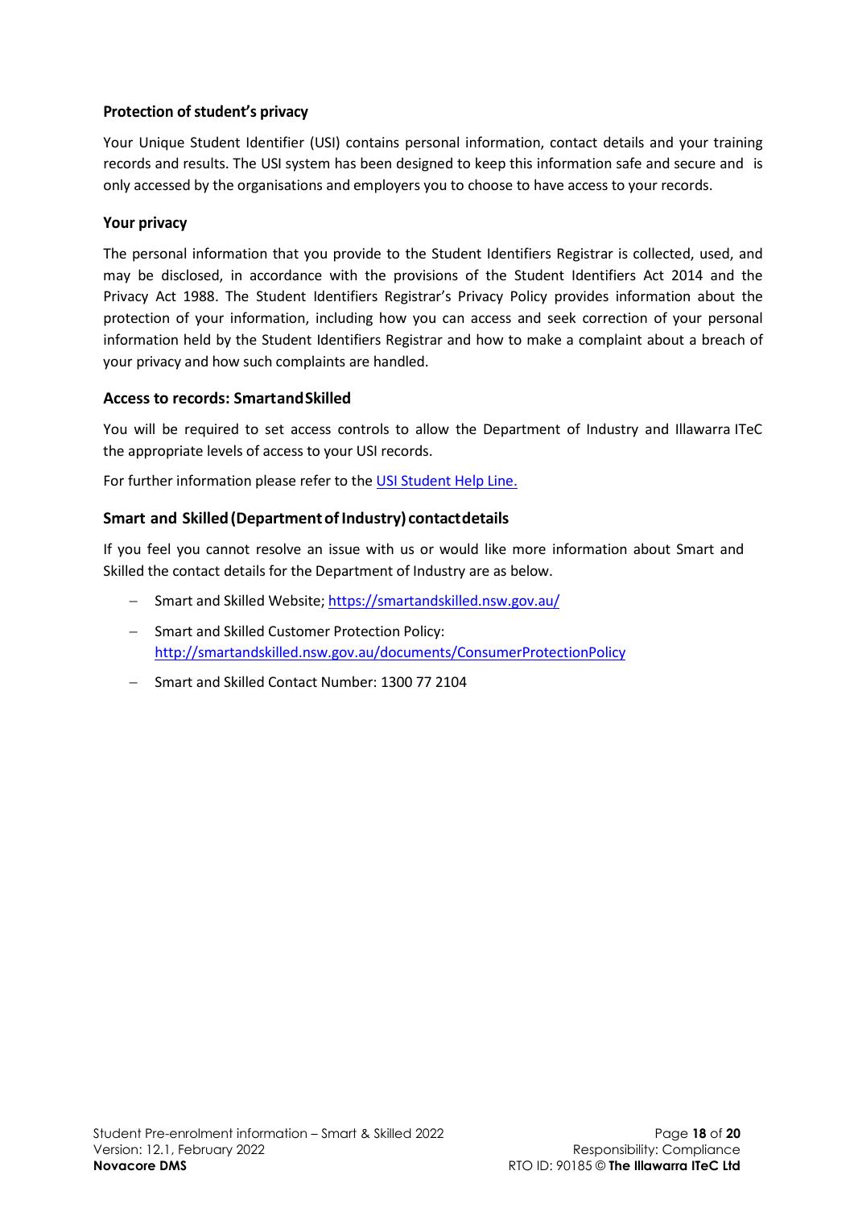### Protection of student's privacy

Your Unique Student Identifier (USI) contains personal information, contact details and your training records and results. The USI system has been designed to keep this information safe and secure and is only accessed by the organisations and employers you to choose to have access to your records.

### Your privacy

The personal information that you provide to the Student Identifiers Registrar is collected, used, and may be disclosed, in accordance with the provisions of the Student Identifiers Act 2014 and the Privacy Act 1988. The Student Identifiers Registrar's Privacy Policy provides information about the protection of your information, including how you can access and seek correction of your personal information held by the Student Identifiers Registrar and how to make a complaint about a breach of your privacy and how such complaints are handled.

### Access to records: SmartandSkilled

You will be required to set access controls to allow the Department of Industry and Illawarra ITeC the appropriate levels of access to your USI records.

For further information please refer to the [USI Student Help Line.]()

### Smart and Skilled (Department of Industry) contactdetails

If you feel you cannot resolve an issue with us or would like more information about Smart and Skilled the contact details for the Department of Industry are as below.

- Smart and Skilled Website; [https://smartandskilled.nsw.gov.au/](https://smartandskilled.nsw.gov.au/)
- Smart and Skilled Customer Protection Policy: [http://smartandskilled.nsw.gov.au/documents/ConsumerProtectionPolicy](http://smartandskilled.nsw.gov.au/documents/ConsumerProtectionPolicy)
- Smart and Skilled Contact Number: 1300 77 2104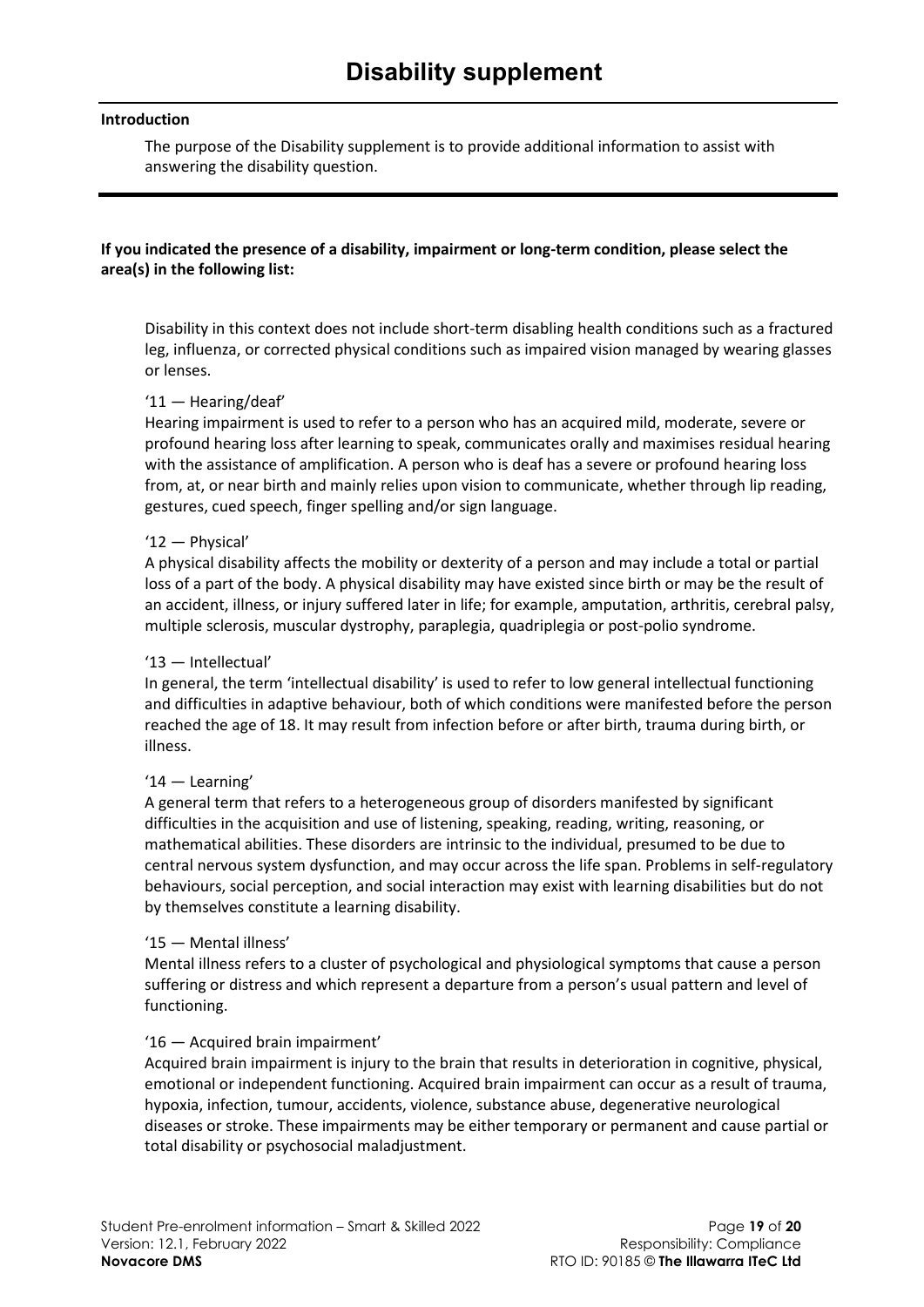# Disability supplement

**Introduction**

The purpose of the Disability supplement is to provide additional information to assist with answering the disability question.

**If you indicated the presence of a disability, impairment or long-term condition, please select the area(s) in the following list:**

Disability in this context does not include short-term disabling health conditions such as a fractured leg, influenza, or corrected physical conditions such as impaired vision managed by wearing glasses or lenses.

'11 — Hearing/deaf'
Hearing impairment is used to refer to a person who has an acquired mild, moderate, severe or profound hearing loss after learning to speak, communicates orally and maximises residual hearing with the assistance of amplification. A person who is deaf has a severe or profound hearing loss from, at, or near birth and mainly relies upon vision to communicate, whether through lip reading, gestures, cued speech, finger spelling and/or sign language.

'12 — Physical'
A physical disability affects the mobility or dexterity of a person and may include a total or partial loss of a part of the body. A physical disability may have existed since birth or may be the result of an accident, illness, or injury suffered later in life; for example, amputation, arthritis, cerebral palsy, multiple sclerosis, muscular dystrophy, paraplegia, quadriplegia or post-polio syndrome.

'13 — Intellectual'
In general, the term 'intellectual disability' is used to refer to low general intellectual functioning and difficulties in adaptive behaviour, both of which conditions were manifested before the person reached the age of 18. It may result from infection before or after birth, trauma during birth, or illness.

'14 — Learning'
A general term that refers to a heterogeneous group of disorders manifested by significant difficulties in the acquisition and use of listening, speaking, reading, writing, reasoning, or mathematical abilities. These disorders are intrinsic to the individual, presumed to be due to central nervous system dysfunction, and may occur across the life span. Problems in self-regulatory behaviours, social perception, and social interaction may exist with learning disabilities but do not by themselves constitute a learning disability.

'15 — Mental illness'
Mental illness refers to a cluster of psychological and physiological symptoms that cause a person suffering or distress and which represent a departure from a person's usual pattern and level of functioning.

'16 — Acquired brain impairment'
Acquired brain impairment is injury to the brain that results in deterioration in cognitive, physical, emotional or independent functioning. Acquired brain impairment can occur as a result of trauma, hypoxia, infection, tumour, accidents, violence, substance abuse, degenerative neurological diseases or stroke. These impairments may be either temporary or permanent and cause partial or total disability or psychosocial maladjustment.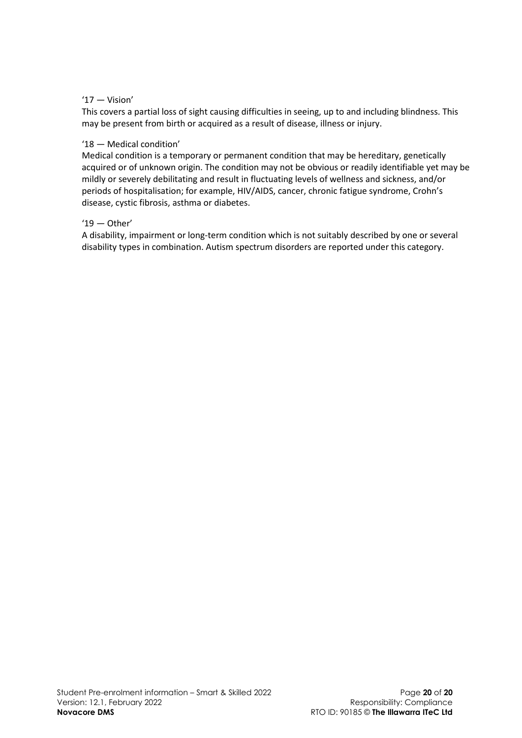'17 — Vision'

This covers a partial loss of sight causing difficulties in seeing, up to and including blindness. This may be present from birth or acquired as a result of disease, illness or injury.

'18 — Medical condition'

Medical condition is a temporary or permanent condition that may be hereditary, genetically acquired or of unknown origin. The condition may not be obvious or readily identifiable yet may be mildly or severely debilitating and result in fluctuating levels of wellness and sickness, and/or periods of hospitalisation; for example, HIV/AIDS, cancer, chronic fatigue syndrome, Crohn's disease, cystic fibrosis, asthma or diabetes.

'19 — Other'

A disability, impairment or long-term condition which is not suitably described by one or several disability types in combination. Autism spectrum disorders are reported under this category.